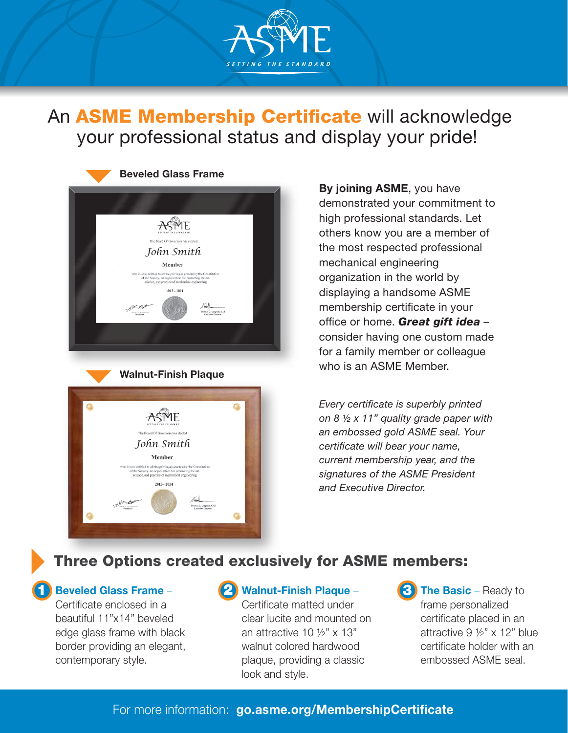# An **ASME Membership Certificate** will acknowledge your professional status and display your pride!

**Beveled Glass Frame**

**Walnut-Finish Plaque**

**By joining ASME**, you have demonstrated your commitment to high professional standards. Let others know you are a member of the most respected professional mechanical engineering organization in the world by displaying a handsome ASME membership certificate in your office or home. ***Great gift idea*** – consider having one custom made for a family member or colleague who is an ASME Member.

*Every certificate is superbly printed on 8 ½ x 11" quality grade paper with an embossed gold ASME seal. Your certificate will bear your name, current membership year, and the signatures of the ASME President and Executive Director.*

## Three Options created exclusively for ASME members:

1. **Beveled Glass Frame** – Certificate enclosed in a beautiful 11"x14" beveled edge glass frame with black border providing an elegant, contemporary style.

2. **Walnut-Finish Plaque** – Certificate matted under clear lucite and mounted on an attractive 10 ½" x 13" walnut colored hardwood plaque, providing a classic look and style.

3. **The Basic** – Ready to frame personalized certificate placed in an attractive 9 ½" x 12" blue certificate holder with an embossed ASME seal.

For more information: **go.asme.org/MembershipCertificate**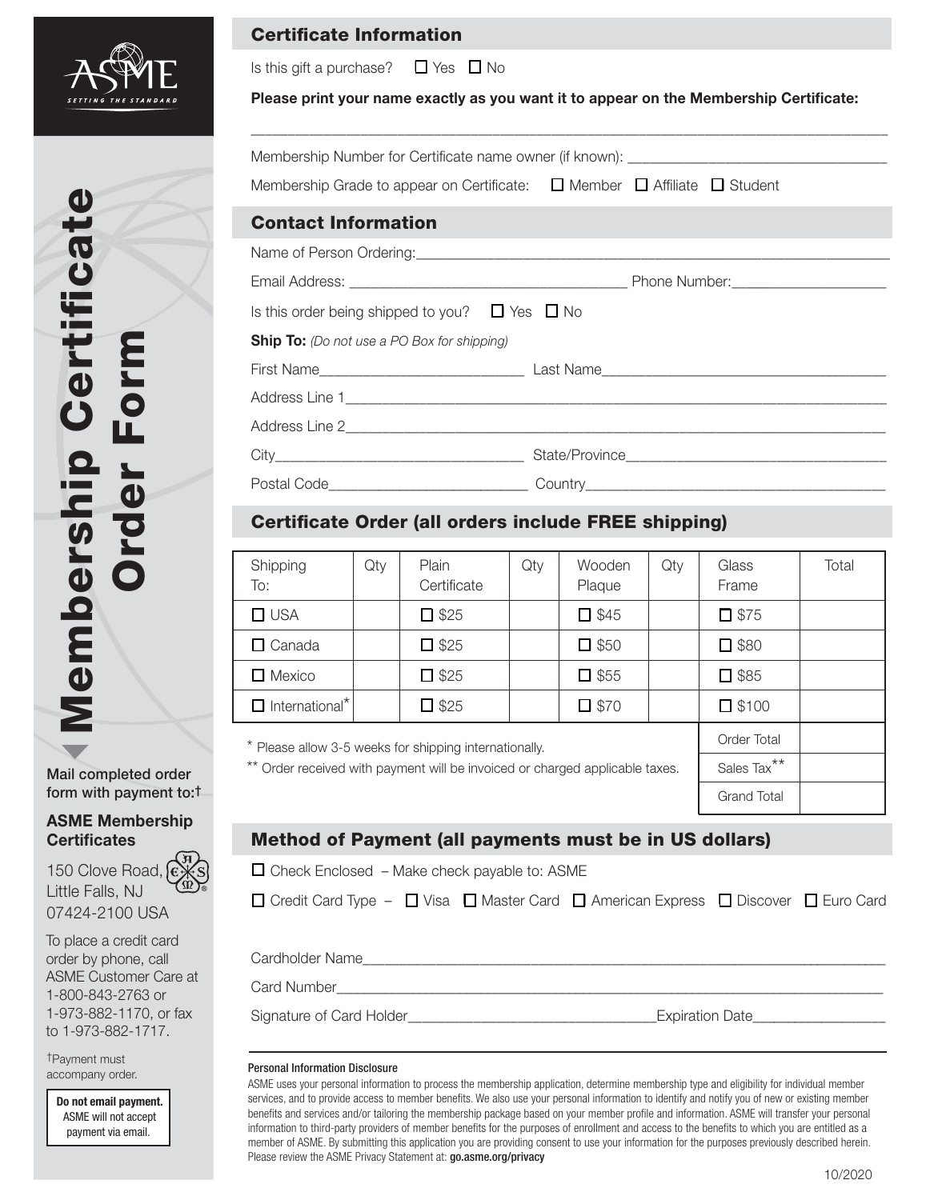# Membership Certificate Order Form

Mail completed order form with payment to:†

**ASME Membership Certificates**

150 Clove Road,
Little Falls, NJ
07424-2100 USA

To place a credit card order by phone, call ASME Customer Care at 1-800-843-2763 or 1-973-882-1170, or fax to 1-973-882-1717.

†Payment must accompany order.

**Do not email payment.** ASME will not accept payment via email.

## Certificate Information

Is this gift a purchase? ☐ Yes ☐ No

**Please print your name exactly as you want it to appear on the Membership Certificate:**

\_\_\_\_\_\_\_\_\_\_\_\_\_\_\_\_\_\_\_\_\_\_\_\_\_\_\_\_\_\_\_\_\_\_\_\_\_\_\_\_\_\_\_\_\_\_\_\_\_\_\_\_\_\_\_\_

Membership Number for Certificate name owner (if known): \_\_\_\_\_\_\_\_\_\_\_\_\_\_\_\_\_\_\_\_

Membership Grade to appear on Certificate: ☐ Member ☐ Affiliate ☐ Student

## Contact Information

Name of Person Ordering: \_\_\_\_\_\_\_\_\_\_\_\_\_\_\_\_\_\_\_\_\_\_\_\_\_\_\_\_\_\_\_\_\_\_\_\_\_\_\_\_

Email Address: \_\_\_\_\_\_\_\_\_\_\_\_\_\_\_\_\_\_\_\_\_\_\_\_\_\_ Phone Number: \_\_\_\_\_\_\_\_\_\_\_\_\_\_\_\_

Is this order being shipped to you? ☐ Yes ☐ No

**Ship To:** *(Do not use a PO Box for shipping)*

First Name \_\_\_\_\_\_\_\_\_\_\_\_\_\_\_\_\_\_\_\_ Last Name \_\_\_\_\_\_\_\_\_\_\_\_\_\_\_\_\_\_\_\_\_\_\_\_\_\_

Address Line 1 \_\_\_\_\_\_\_\_\_\_\_\_\_\_\_\_\_\_\_\_\_\_\_\_\_\_\_\_\_\_\_\_\_\_\_\_\_\_\_\_\_\_\_\_\_\_\_\_\_\_

Address Line 2 \_\_\_\_\_\_\_\_\_\_\_\_\_\_\_\_\_\_\_\_\_\_\_\_\_\_\_\_\_\_\_\_\_\_\_\_\_\_\_\_\_\_\_\_\_\_\_\_\_\_

City \_\_\_\_\_\_\_\_\_\_\_\_\_\_\_\_\_\_\_\_\_\_\_\_ State/Province \_\_\_\_\_\_\_\_\_\_\_\_\_\_\_\_\_\_\_\_\_\_\_\_\_\_

Postal Code \_\_\_\_\_\_\_\_\_\_\_\_\_\_\_\_\_\_\_\_ Country \_\_\_\_\_\_\_\_\_\_\_\_\_\_\_\_\_\_\_\_\_\_\_\_\_\_\_\_

## Certificate Order (all orders include FREE shipping)

| Shipping To: | Qty | Plain Certificate | Qty | Wooden Plaque | Qty | Glass Frame | Total |
|---|---|---|---|---|---|---|---|
| ☐ USA | | ☐ $25 | | ☐ $45 | | ☐ $75 | |
| ☐ Canada | | ☐ $25 | | ☐ $50 | | ☐ $80 | |
| ☐ Mexico | | ☐ $25 | | ☐ $55 | | ☐ $85 | |
| ☐ International* | | ☐ $25 | | ☐ $70 | | ☐ $100 | |
| | | | | | | Order Total | |
| | | | | | | Sales Tax** | |
| | | | | | | Grand Total | |

\* Please allow 3-5 weeks for shipping internationally.

\*\* Order received with payment will be invoiced or charged applicable taxes.

## Method of Payment (all payments must be in US dollars)

☐ Check Enclosed – Make check payable to: ASME

☐ Credit Card Type – ☐ Visa ☐ Master Card ☐ American Express ☐ Discover ☐ Euro Card

Cardholder Name \_\_\_\_\_\_\_\_\_\_\_\_\_\_\_\_\_\_\_\_\_\_\_\_\_\_\_\_\_\_\_\_\_\_\_\_\_\_\_\_\_\_\_\_\_\_\_\_

Card Number \_\_\_\_\_\_\_\_\_\_\_\_\_\_\_\_\_\_\_\_\_\_\_\_\_\_\_\_\_\_\_\_\_\_\_\_\_\_\_\_\_\_\_\_\_\_\_\_\_\_\_

Signature of Card Holder \_\_\_\_\_\_\_\_\_\_\_\_\_\_\_\_\_\_\_\_\_\_\_\_ Expiration Date \_\_\_\_\_\_\_\_\_\_\_\_

**Personal Information Disclosure**

ASME uses your personal information to process the membership application, determine membership type and eligibility for individual member services, and to provide access to member benefits. We also use your personal information to identify and notify you of new or existing member benefits and services and/or tailoring the membership package based on your member profile and information. ASME will transfer your personal information to third-party providers of member benefits for the purposes of enrollment and access to the benefits to which you are entitled as a member of ASME. By submitting this application you are providing consent to use your information for the purposes previously described herein. Please review the ASME Privacy Statement at: **go.asme.org/privacy**

10/2020